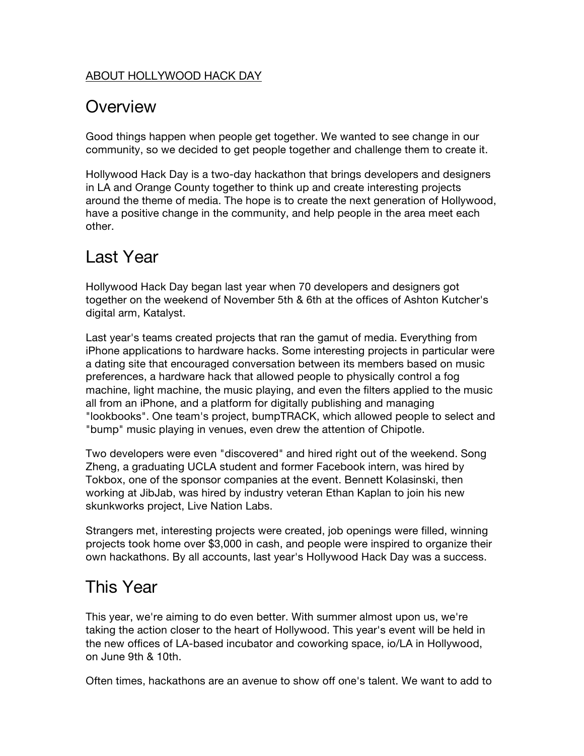<u>ABOUT HOLLYWOOD HACK DAY</u>

# Overview

Good things happen when people get together. We wanted to see change in our community, so we decided to get people together and challenge them to create it.

Hollywood Hack Day is a two-day hackathon that brings developers and designers in LA and Orange County together to think up and create interesting projects around the theme of media. The hope is to create the next generation of Hollywood, have a positive change in the community, and help people in the area meet each other.

# Last Year

Hollywood Hack Day began last year when 70 developers and designers got together on the weekend of November 5th & 6th at the offices of Ashton Kutcher's digital arm, Katalyst.

Last year's teams created projects that ran the gamut of media. Everything from iPhone applications to hardware hacks. Some interesting projects in particular were a dating site that encouraged conversation between its members based on music preferences, a hardware hack that allowed people to physically control a fog machine, light machine, the music playing, and even the filters applied to the music all from an iPhone, and a platform for digitally publishing and managing "lookbooks". One team's project, bumpTRACK, which allowed people to select and "bump" music playing in venues, even drew the attention of Chipotle.

Two developers were even "discovered" and hired right out of the weekend. Song Zheng, a graduating UCLA student and former Facebook intern, was hired by Tokbox, one of the sponsor companies at the event. Bennett Kolasinski, then working at JibJab, was hired by industry veteran Ethan Kaplan to join his new skunkworks project, Live Nation Labs.

Strangers met, interesting projects were created, job openings were filled, winning projects took home over $3,000 in cash, and people were inspired to organize their own hackathons. By all accounts, last year's Hollywood Hack Day was a success.

# This Year

This year, we're aiming to do even better. With summer almost upon us, we're taking the action closer to the heart of Hollywood. This year's event will be held in the new offices of LA-based incubator and coworking space, io/LA in Hollywood, on June 9th & 10th.

Often times, hackathons are an avenue to show off one's talent. We want to add to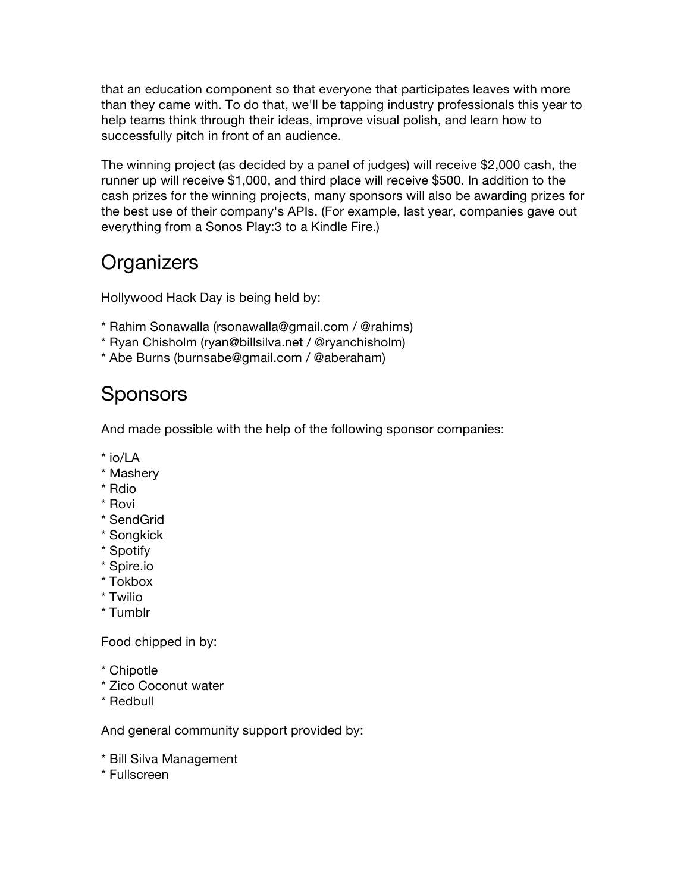that an education component so that everyone that participates leaves with more than they came with. To do that, we'll be tapping industry professionals this year to help teams think through their ideas, improve visual polish, and learn how to successfully pitch in front of an audience.

The winning project (as decided by a panel of judges) will receive $2,000 cash, the runner up will receive $1,000, and third place will receive $500. In addition to the cash prizes for the winning projects, many sponsors will also be awarding prizes for the best use of their company's APIs. (For example, last year, companies gave out everything from a Sonos Play:3 to a Kindle Fire.)

## Organizers

Hollywood Hack Day is being held by:

* Rahim Sonawalla (rsonawalla@gmail.com / @rahims)
* Ryan Chisholm (ryan@billsilva.net / @ryanchisholm)
* Abe Burns (burnsabe@gmail.com / @aberaham)

## Sponsors

And made possible with the help of the following sponsor companies:

* io/LA
* Mashery
* Rdio
* Rovi
* SendGrid
* Songkick
* Spotify
* Spire.io
* Tokbox
* Twilio
* Tumblr

Food chipped in by:

* Chipotle
* Zico Coconut water
* Redbull

And general community support provided by:

* Bill Silva Management
* Fullscreen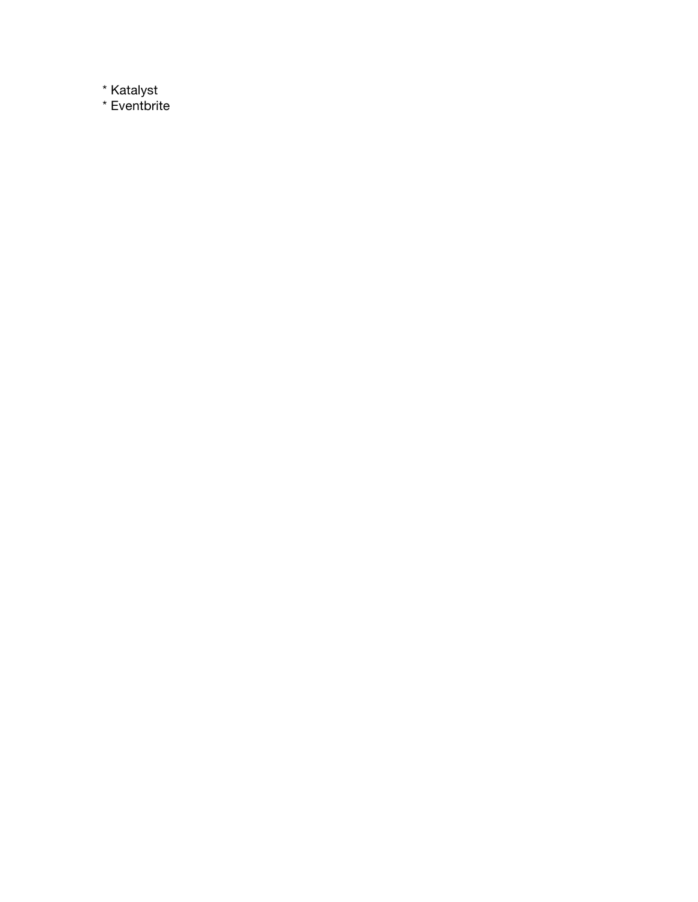* Katalyst
* Eventbrite